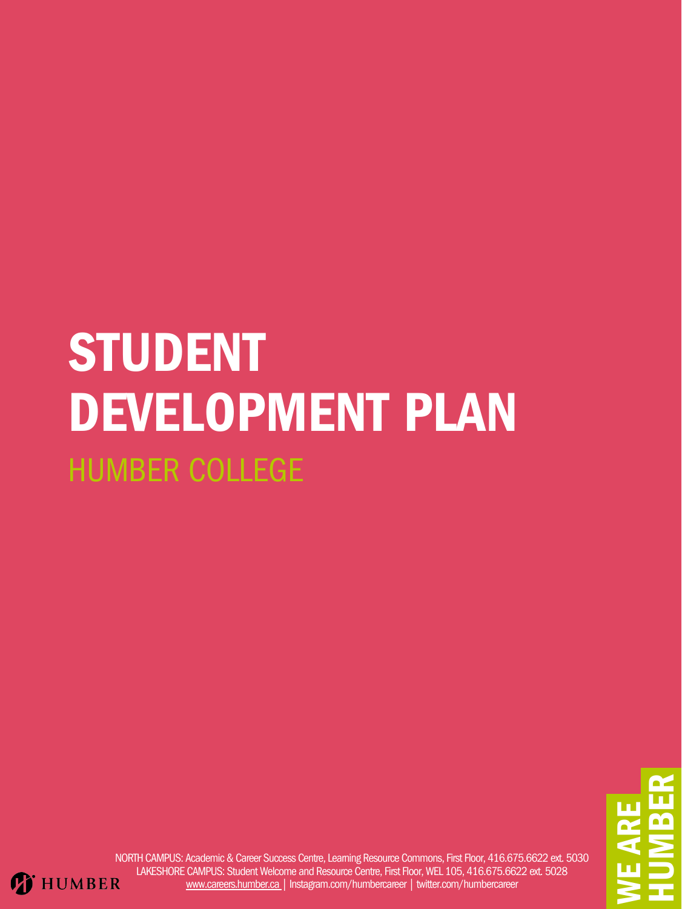# STUDENT DEVELOPMENT PLAN

## HUMBER COLLEGE

NORTH CAMPUS: Academic & Career Success Centre, Learning Resource Commons, First Floor, 416.675.6622 ext. 5030
LAKESHORE CAMPUS: Student Welcome and Resource Centre, First Floor, WEL 105, 416.675.6622 ext. 5028
www.careers.humber.ca | Instagram.com/humbercareer | twitter.com/humbercareer

HUMBER

WE ARE HUMBER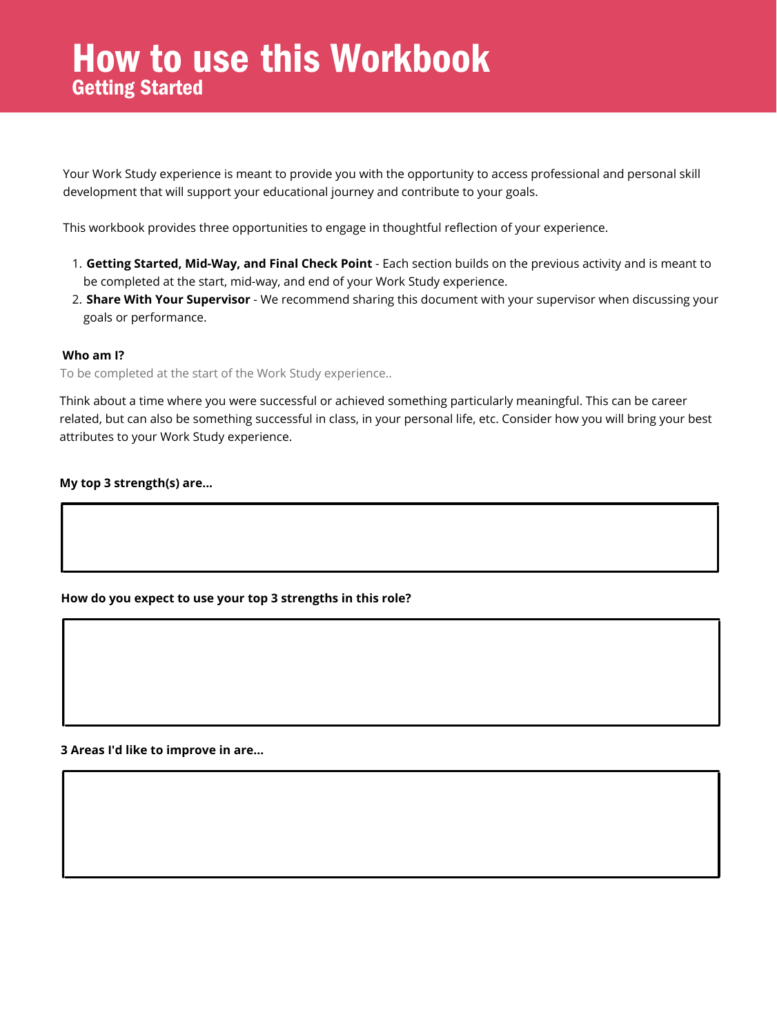# How to use this Workbook

## Getting Started

Your Work Study experience is meant to provide you with the opportunity to access professional and personal skill development that will support your educational journey and contribute to your goals.

This workbook provides three opportunities to engage in thoughtful reflection of your experience.

1. **Getting Started, Mid-Way, and Final Check Point** - Each section builds on the previous activity and is meant to be completed at the start, mid-way, and end of your Work Study experience.
2. **Share With Your Supervisor** - We recommend sharing this document with your supervisor when discussing your goals or performance.

**Who am I?**

To be completed at the start of the Work Study experience..

Think about a time where you were successful or achieved something particularly meaningful. This can be career related, but can also be something successful in class, in your personal life, etc. Consider how you will bring your best attributes to your Work Study experience.

**My top 3 strength(s) are...**

**How do you expect to use your top 3 strengths in this role?**

**3 Areas I'd like to improve in are...**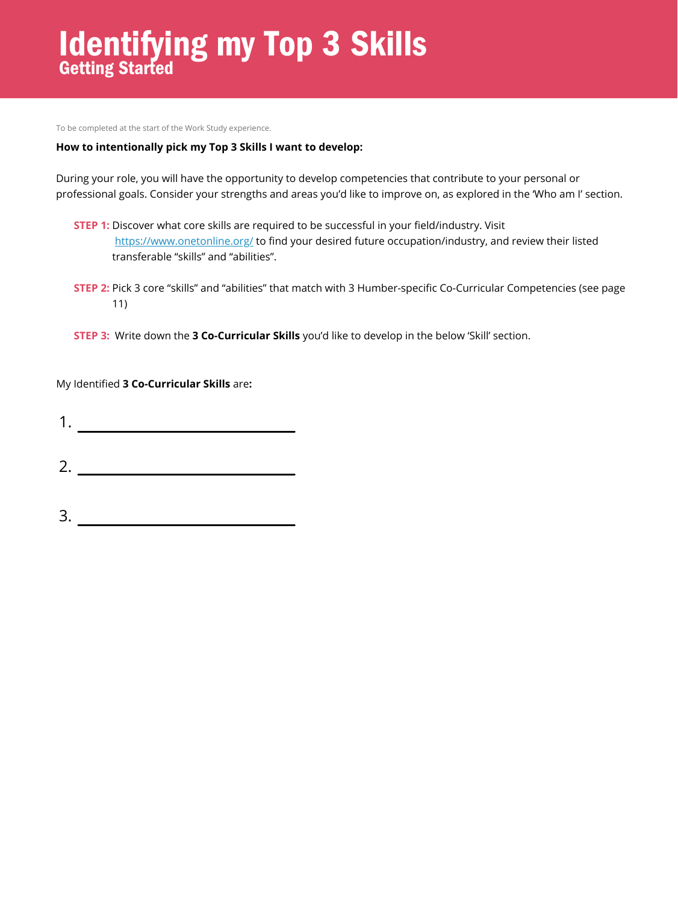# Identifying my Top 3 Skills

## Getting Started

To be completed at the start of the Work Study experience.

**How to intentionally pick my Top 3 Skills I want to develop:**

During your role, you will have the opportunity to develop competencies that contribute to your personal or professional goals. Consider your strengths and areas you'd like to improve on, as explored in the 'Who am I' section.

**STEP 1:** Discover what core skills are required to be successful in your field/industry. Visit https://www.onetonline.org/ to find your desired future occupation/industry, and review their listed transferable "skills" and "abilities".

**STEP 2:** Pick 3 core "skills" and "abilities" that match with 3 Humber-specific Co-Curricular Competencies (see page 11)

**STEP 3:** Write down the **3 Co-Curricular Skills** you'd like to develop in the below 'Skill' section.

My Identified **3 Co-Curricular Skills** are**:**

1. ______________________________

2. ______________________________

3. ______________________________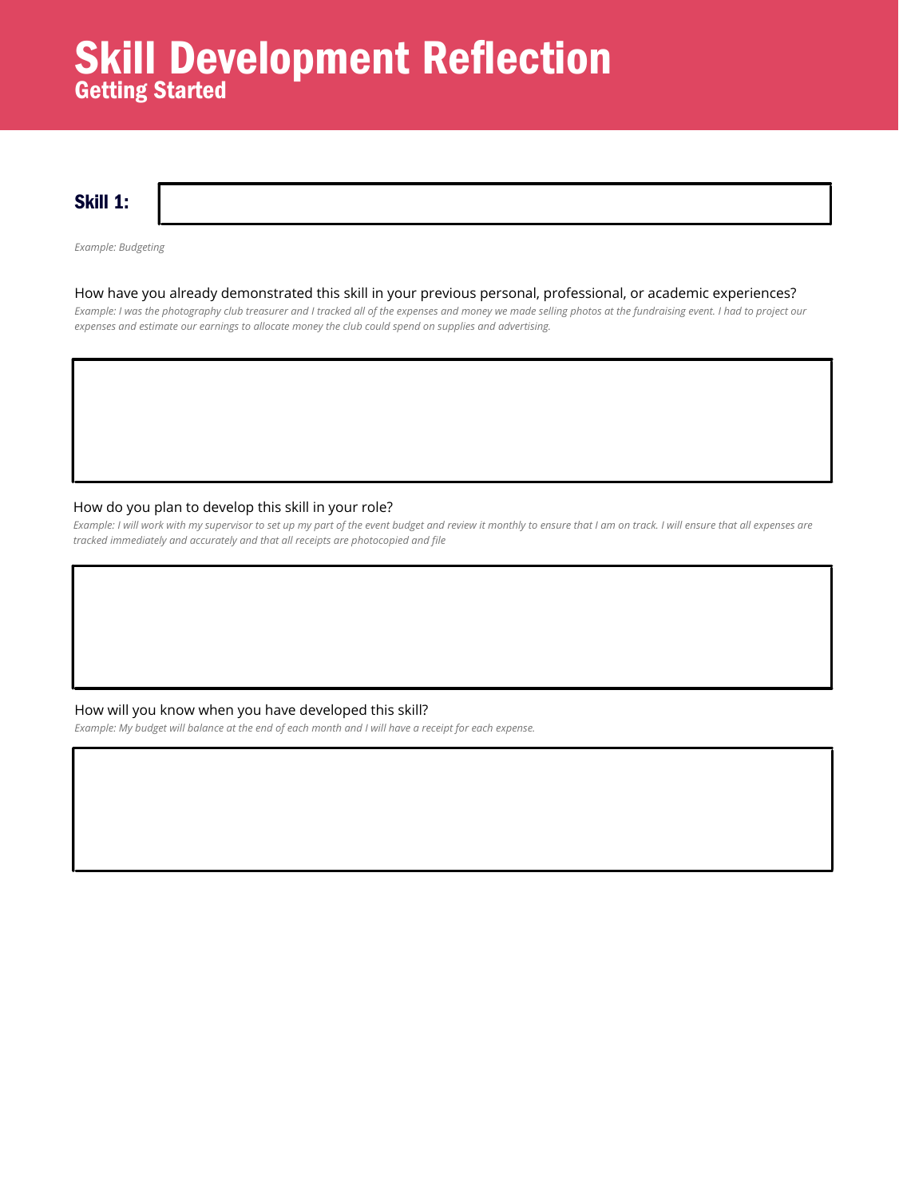# Skill Development Reflection

## Getting Started

**Skill 1:**

*Example: Budgeting*

How have you already demonstrated this skill in your previous personal, professional, or academic experiences?

*Example: I was the photography club treasurer and I tracked all of the expenses and money we made selling photos at the fundraising event. I had to project our expenses and estimate our earnings to allocate money the club could spend on supplies and advertising.*

How do you plan to develop this skill in your role?

*Example: I will work with my supervisor to set up my part of the event budget and review it monthly to ensure that I am on track. I will ensure that all expenses are tracked immediately and accurately and that all receipts are photocopied and file*

How will you know when you have developed this skill?

*Example: My budget will balance at the end of each month and I will have a receipt for each expense.*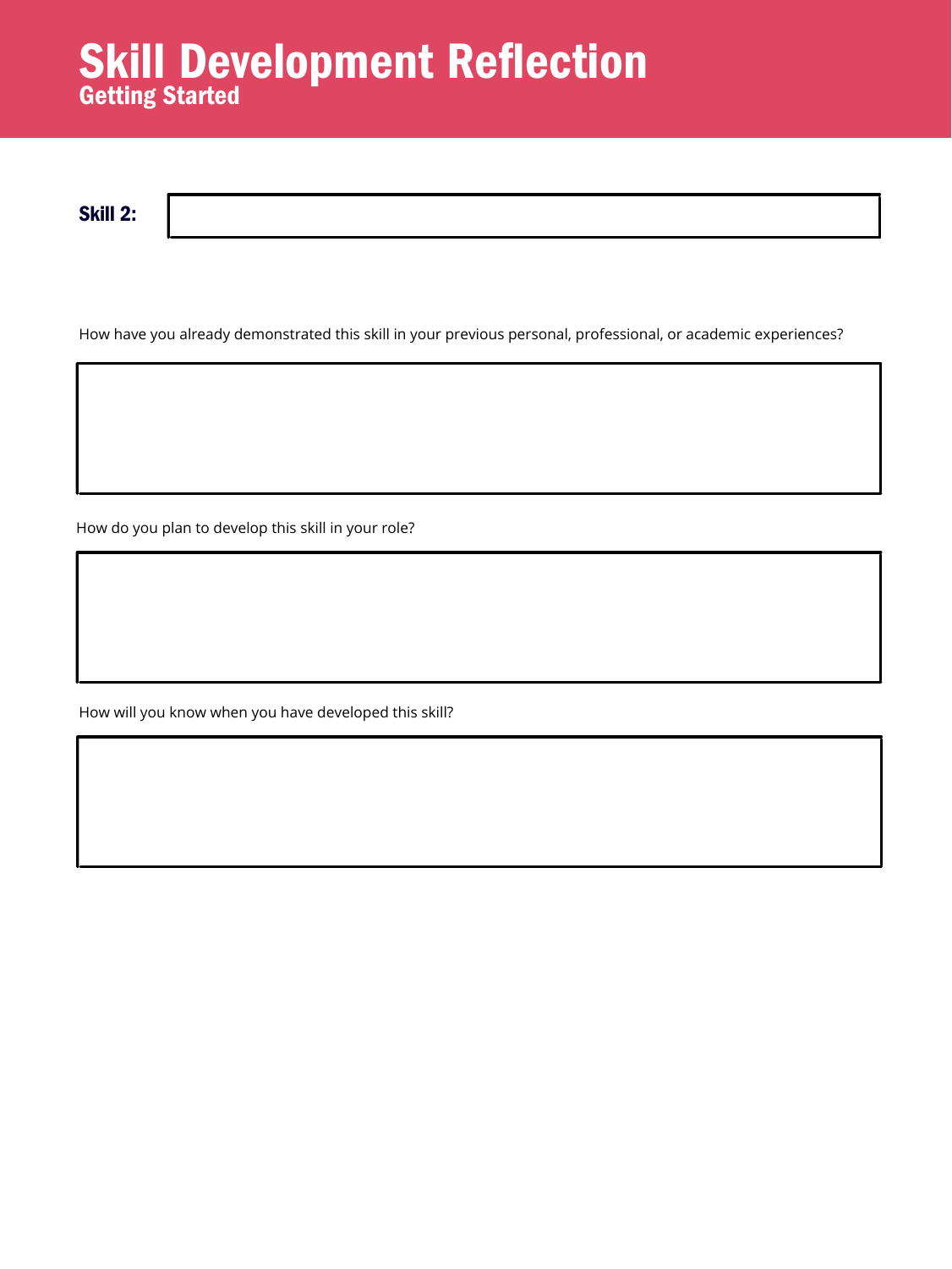# Skill Development Reflection

## Getting Started

**Skill 2:**

How have you already demonstrated this skill in your previous personal, professional, or academic experiences?

How do you plan to develop this skill in your role?

How will you know when you have developed this skill?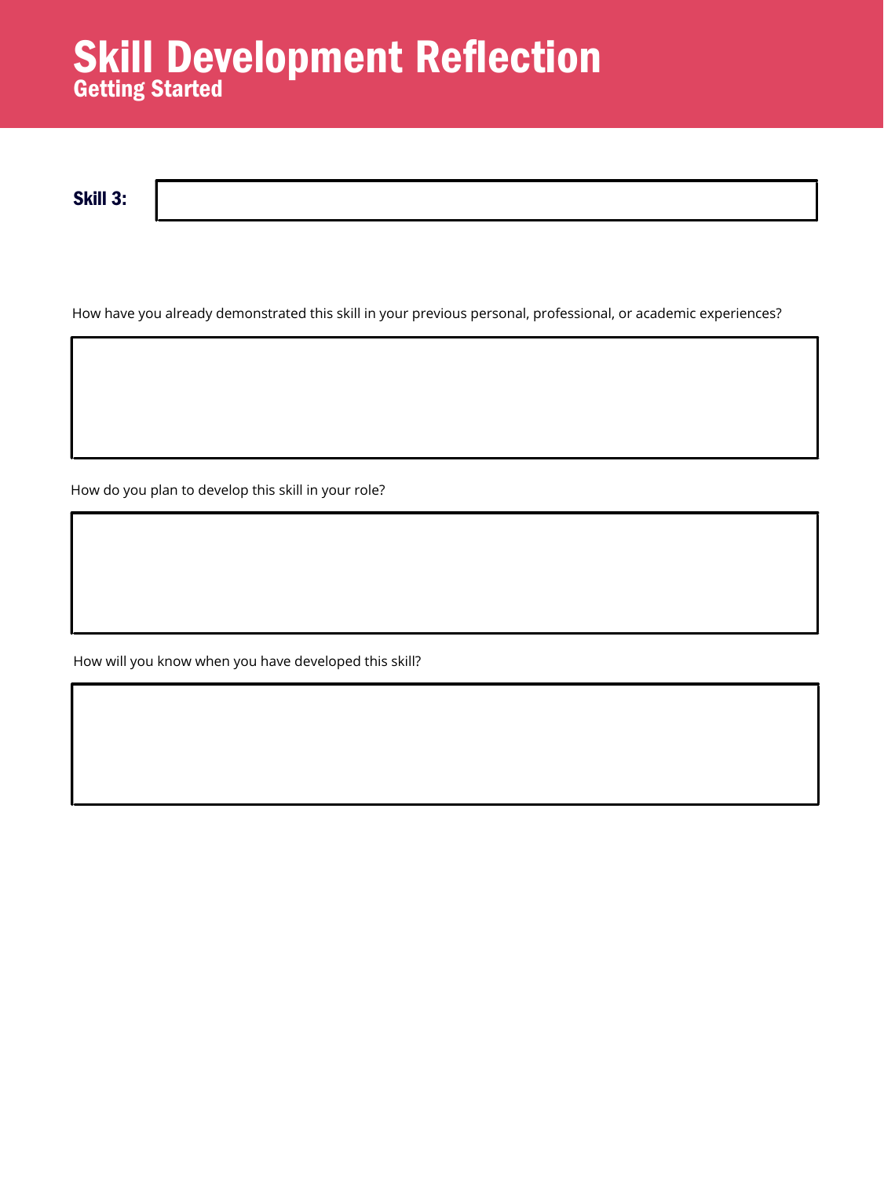# Skill Development Reflection

## Getting Started

**Skill 3:**

How have you already demonstrated this skill in your previous personal, professional, or academic experiences?

How do you plan to develop this skill in your role?

How will you know when you have developed this skill?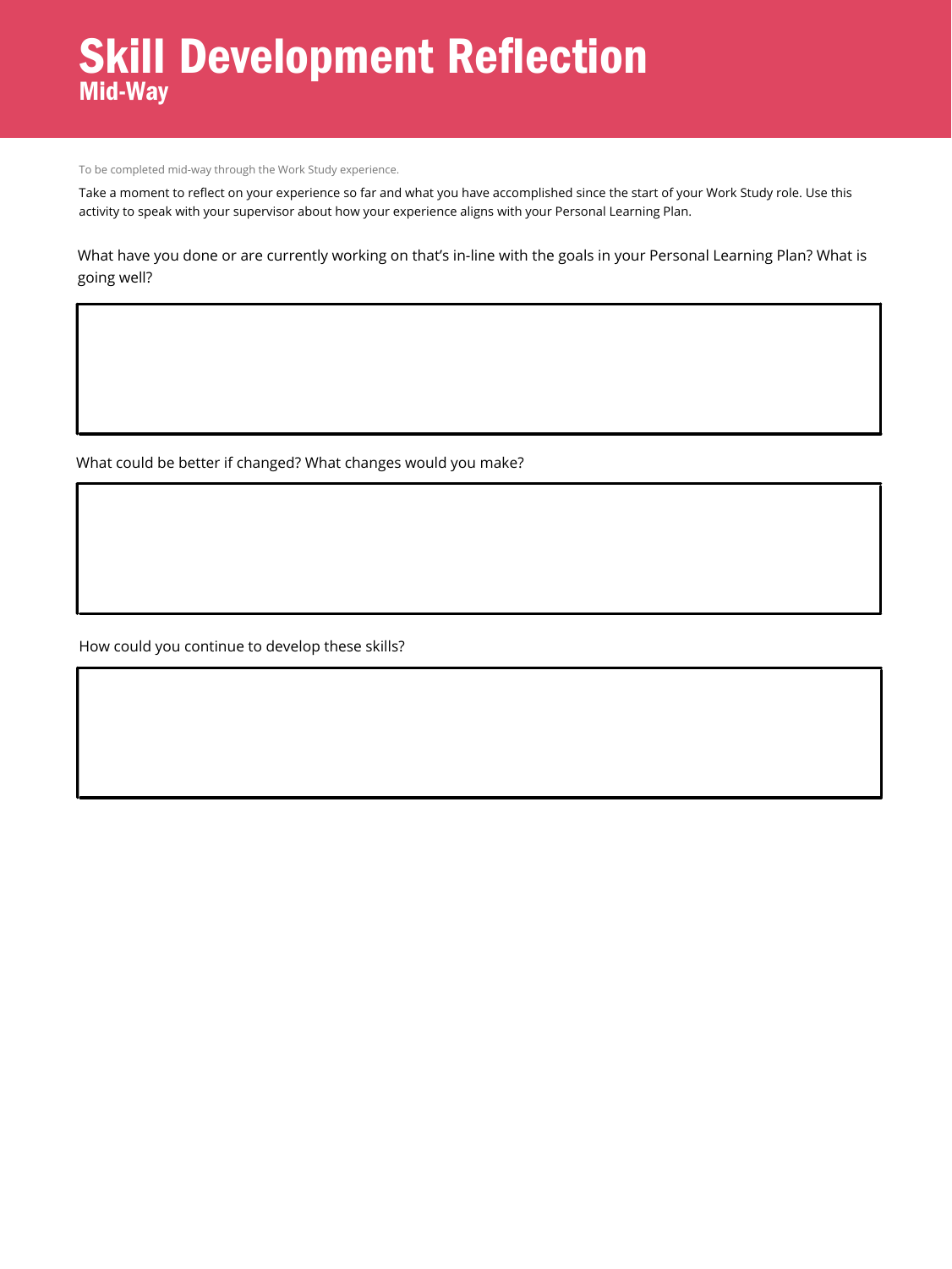# Skill Development Reflection
## Mid-Way

To be completed mid-way through the Work Study experience.

Take a moment to reflect on your experience so far and what you have accomplished since the start of your Work Study role. Use this activity to speak with your supervisor about how your experience aligns with your Personal Learning Plan.

What have you done or are currently working on that's in-line with the goals in your Personal Learning Plan? What is going well?

What could be better if changed? What changes would you make?

How could you continue to develop these skills?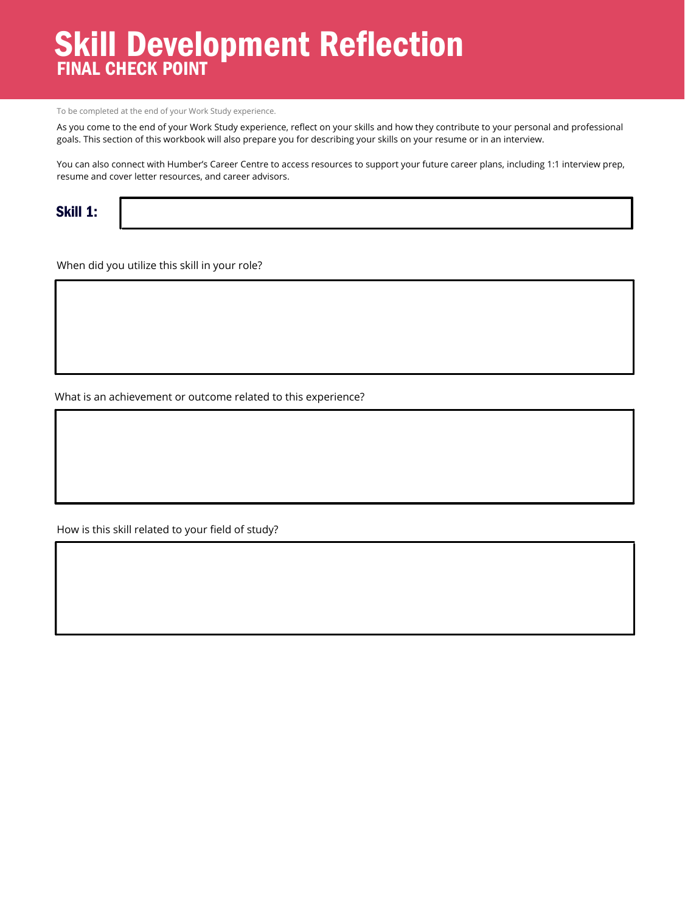# Skill Development Reflection

## FINAL CHECK POINT

To be completed at the end of your Work Study experience.

As you come to the end of your Work Study experience, reflect on your skills and how they contribute to your personal and professional goals. This section of this workbook will also prepare you for describing your skills on your resume or in an interview.

You can also connect with Humber's Career Centre to access resources to support your future career plans, including 1:1 interview prep, resume and cover letter resources, and career advisors.

**Skill 1:**

When did you utilize this skill in your role?

What is an achievement or outcome related to this experience?

How is this skill related to your field of study?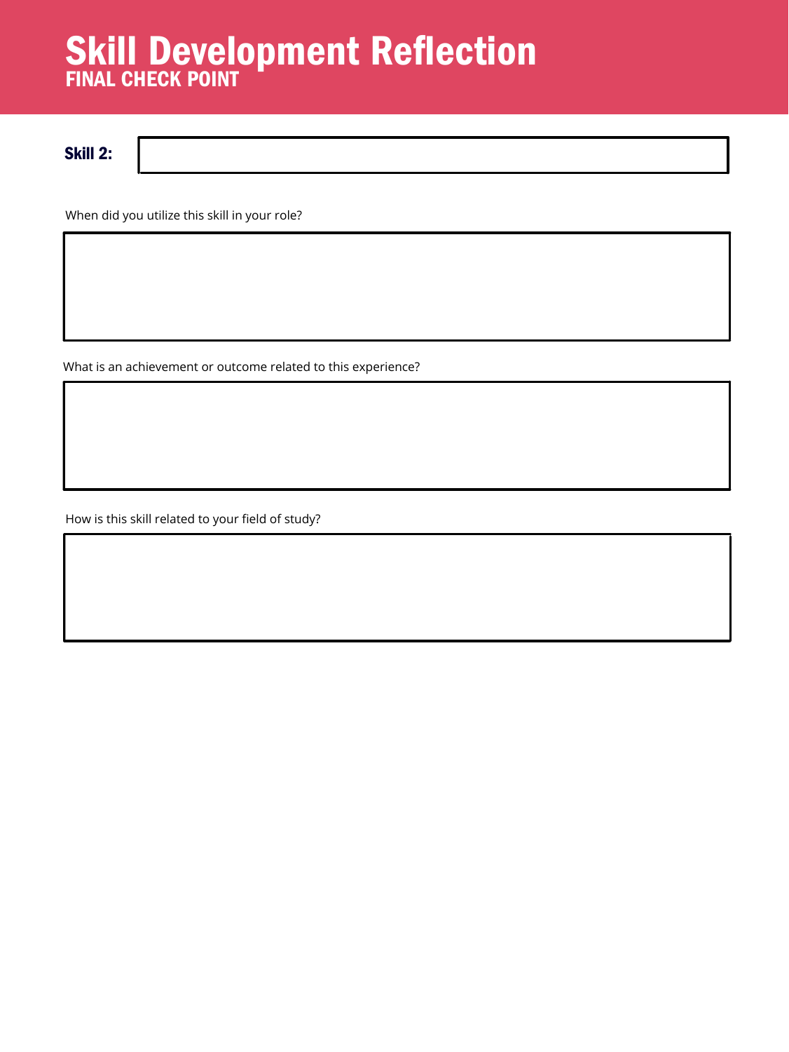# Skill Development Reflection

## FINAL CHECK POINT

**Skill 2:**

When did you utilize this skill in your role?

What is an achievement or outcome related to this experience?

How is this skill related to your field of study?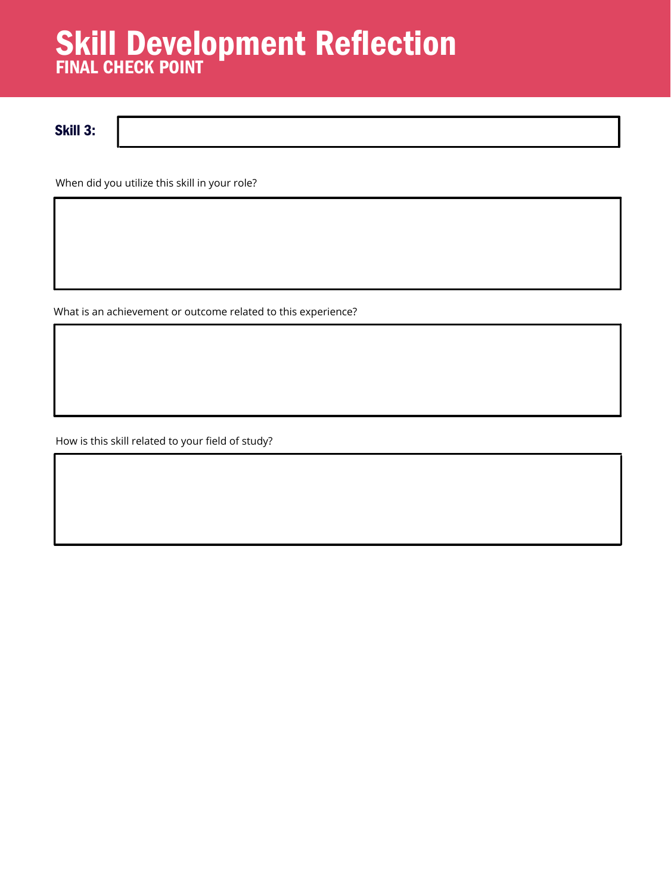# Skill Development Reflection
## FINAL CHECK POINT

**Skill 3:**

When did you utilize this skill in your role?

What is an achievement or outcome related to this experience?

How is this skill related to your field of study?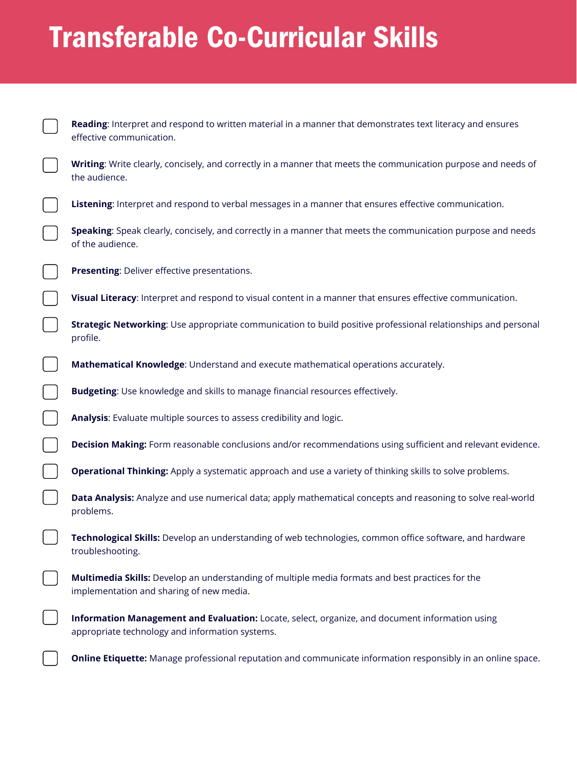# Transferable Co-Curricular Skills

- [ ] **Reading**: Interpret and respond to written material in a manner that demonstrates text literacy and ensures effective communication.
- [ ] **Writing**: Write clearly, concisely, and correctly in a manner that meets the communication purpose and needs of the audience.
- [ ] **Listening**: Interpret and respond to verbal messages in a manner that ensures effective communication.
- [ ] **Speaking**: Speak clearly, concisely, and correctly in a manner that meets the communication purpose and needs of the audience.
- [ ] **Presenting**: Deliver effective presentations.
- [ ] **Visual Literacy**: Interpret and respond to visual content in a manner that ensures effective communication.
- [ ] **Strategic Networking**: Use appropriate communication to build positive professional relationships and personal profile.
- [ ] **Mathematical Knowledge**: Understand and execute mathematical operations accurately.
- [ ] **Budgeting**: Use knowledge and skills to manage financial resources effectively.
- [ ] **Analysis**: Evaluate multiple sources to assess credibility and logic.
- [ ] **Decision Making:** Form reasonable conclusions and/or recommendations using sufficient and relevant evidence.
- [ ] **Operational Thinking:** Apply a systematic approach and use a variety of thinking skills to solve problems.
- [ ] **Data Analysis:** Analyze and use numerical data; apply mathematical concepts and reasoning to solve real-world problems.
- [ ] **Technological Skills:** Develop an understanding of web technologies, common office software, and hardware troubleshooting.
- [ ] **Multimedia Skills:** Develop an understanding of multiple media formats and best practices for the implementation and sharing of new media.
- [ ] **Information Management and Evaluation:** Locate, select, organize, and document information using appropriate technology and information systems.
- [ ] **Online Etiquette:** Manage professional reputation and communicate information responsibly in an online space.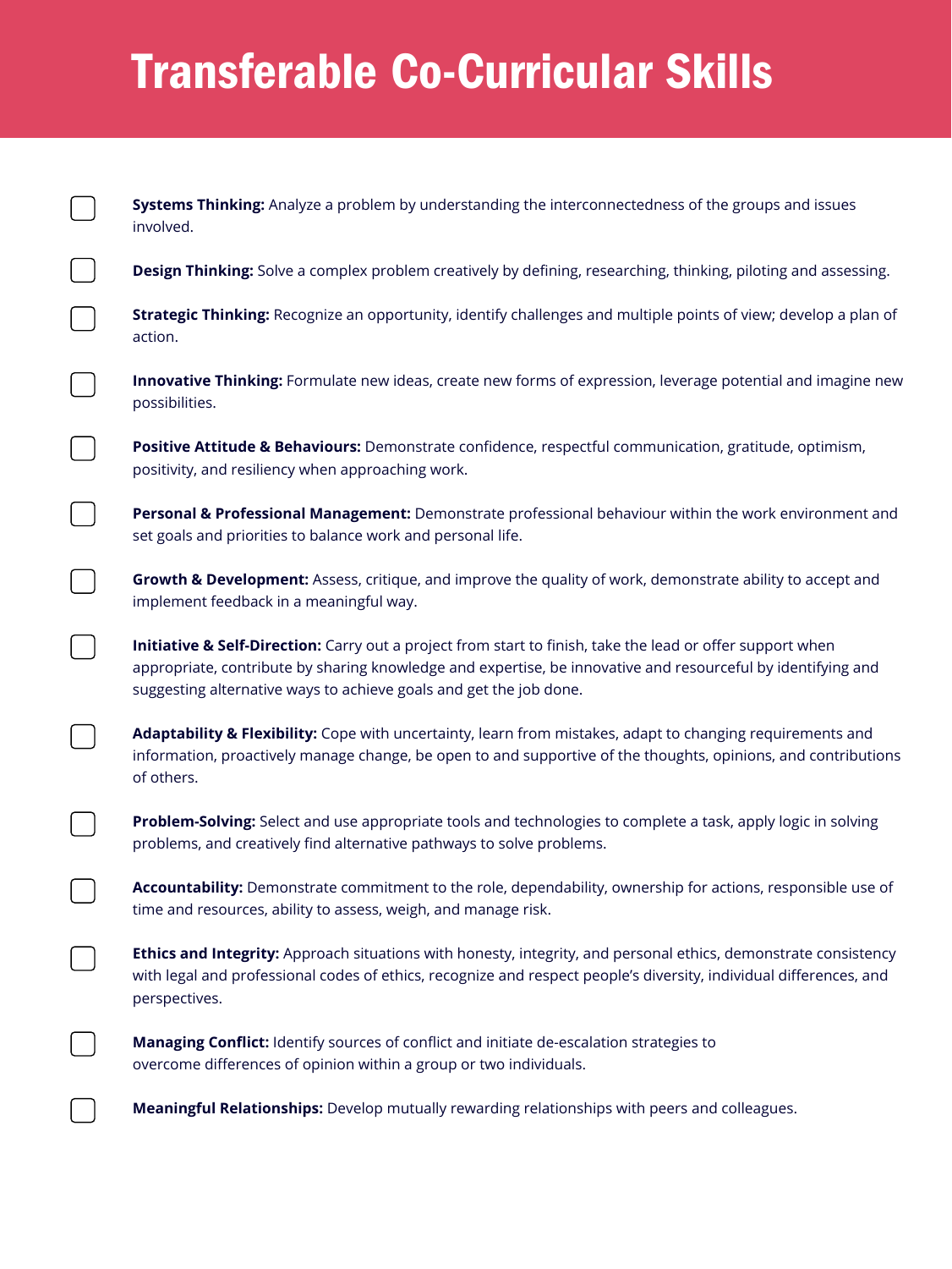# Transferable Co-Curricular Skills

- [ ] **Systems Thinking:** Analyze a problem by understanding the interconnectedness of the groups and issues involved.
- [ ] **Design Thinking:** Solve a complex problem creatively by defining, researching, thinking, piloting and assessing.
- [ ] **Strategic Thinking:** Recognize an opportunity, identify challenges and multiple points of view; develop a plan of action.
- [ ] **Innovative Thinking:** Formulate new ideas, create new forms of expression, leverage potential and imagine new possibilities.
- [ ] **Positive Attitude & Behaviours:** Demonstrate confidence, respectful communication, gratitude, optimism, positivity, and resiliency when approaching work.
- [ ] **Personal & Professional Management:** Demonstrate professional behaviour within the work environment and set goals and priorities to balance work and personal life.
- [ ] **Growth & Development:** Assess, critique, and improve the quality of work, demonstrate ability to accept and implement feedback in a meaningful way.
- [ ] **Initiative & Self-Direction:** Carry out a project from start to finish, take the lead or offer support when appropriate, contribute by sharing knowledge and expertise, be innovative and resourceful by identifying and suggesting alternative ways to achieve goals and get the job done.
- [ ] **Adaptability & Flexibility:** Cope with uncertainty, learn from mistakes, adapt to changing requirements and information, proactively manage change, be open to and supportive of the thoughts, opinions, and contributions of others.
- [ ] **Problem-Solving:** Select and use appropriate tools and technologies to complete a task, apply logic in solving problems, and creatively find alternative pathways to solve problems.
- [ ] **Accountability:** Demonstrate commitment to the role, dependability, ownership for actions, responsible use of time and resources, ability to assess, weigh, and manage risk.
- [ ] **Ethics and Integrity:** Approach situations with honesty, integrity, and personal ethics, demonstrate consistency with legal and professional codes of ethics, recognize and respect people's diversity, individual differences, and perspectives.
- [ ] **Managing Conflict:** Identify sources of conflict and initiate de-escalation strategies to overcome differences of opinion within a group or two individuals.
- [ ] **Meaningful Relationships:** Develop mutually rewarding relationships with peers and colleagues.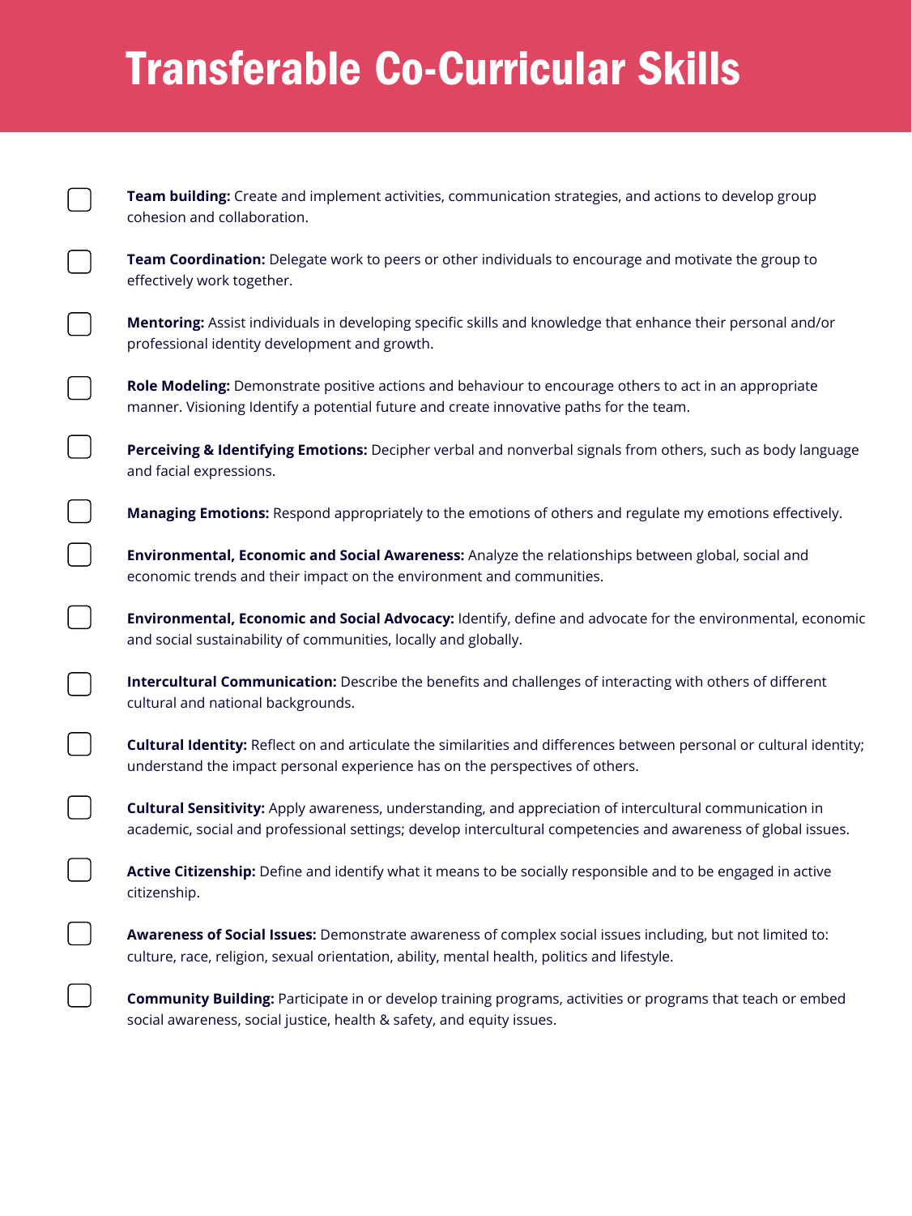# Transferable Co-Curricular Skills

- [ ] **Team building:** Create and implement activities, communication strategies, and actions to develop group cohesion and collaboration.
- [ ] **Team Coordination:** Delegate work to peers or other individuals to encourage and motivate the group to effectively work together.
- [ ] **Mentoring:** Assist individuals in developing specific skills and knowledge that enhance their personal and/or professional identity development and growth.
- [ ] **Role Modeling:** Demonstrate positive actions and behaviour to encourage others to act in an appropriate manner. Visioning Identify a potential future and create innovative paths for the team.
- [ ] **Perceiving & Identifying Emotions:** Decipher verbal and nonverbal signals from others, such as body language and facial expressions.
- [ ] **Managing Emotions:** Respond appropriately to the emotions of others and regulate my emotions effectively.
- [ ] **Environmental, Economic and Social Awareness:** Analyze the relationships between global, social and economic trends and their impact on the environment and communities.
- [ ] **Environmental, Economic and Social Advocacy:** Identify, define and advocate for the environmental, economic and social sustainability of communities, locally and globally.
- [ ] **Intercultural Communication:** Describe the benefits and challenges of interacting with others of different cultural and national backgrounds.
- [ ] **Cultural Identity:** Reflect on and articulate the similarities and differences between personal or cultural identity; understand the impact personal experience has on the perspectives of others.
- [ ] **Cultural Sensitivity:** Apply awareness, understanding, and appreciation of intercultural communication in academic, social and professional settings; develop intercultural competencies and awareness of global issues.
- [ ] **Active Citizenship:** Define and identify what it means to be socially responsible and to be engaged in active citizenship.
- [ ] **Awareness of Social Issues:** Demonstrate awareness of complex social issues including, but not limited to: culture, race, religion, sexual orientation, ability, mental health, politics and lifestyle.
- [ ] **Community Building:** Participate in or develop training programs, activities or programs that teach or embed social awareness, social justice, health & safety, and equity issues.